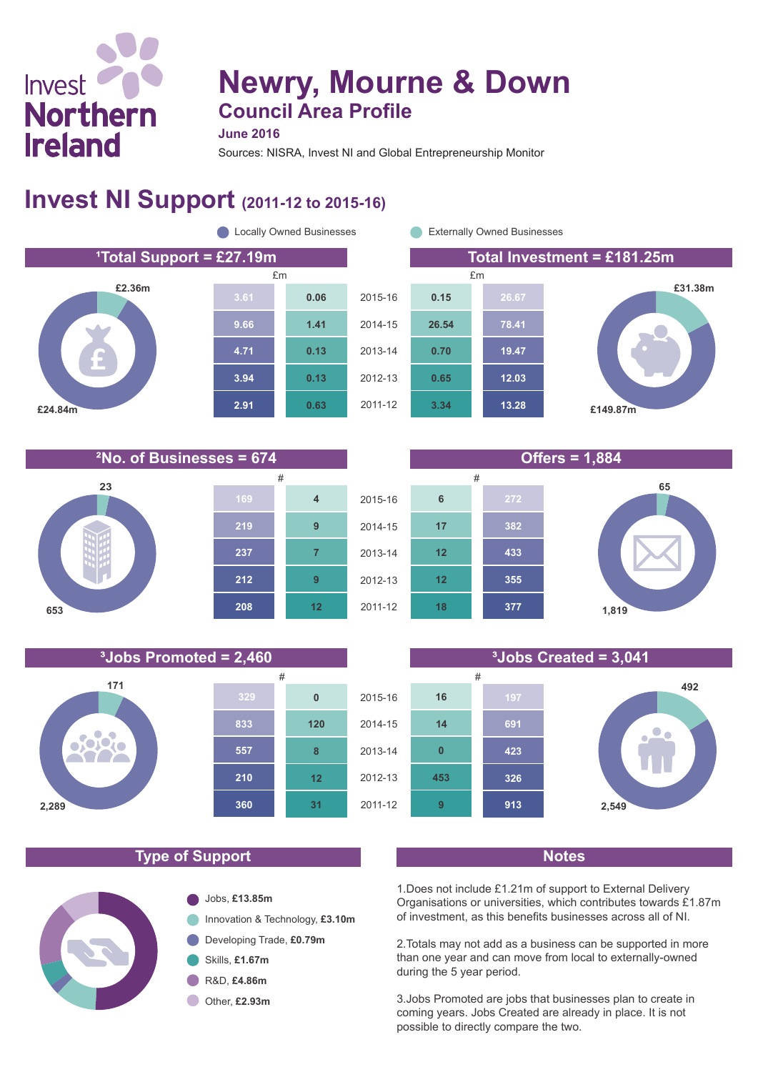Invest Northern Ireland

# Newry, Mourne & Down

## Council Area Profile

**June 2016**

Sources: NISRA, Invest NI and Global Entrepreneurship Monitor

## Invest NI Support (2011-12 to 2015-16)

Locally Owned Businesses / Externally Owned Businesses

### [1]Total Support = £27.19m / Total Investment = £181.25m

Total Support: Locally Owned £24.84m, Externally Owned £2.36m. Total Investment: Locally Owned £149.87m, Externally Owned £31.38m.

| Total Support – Locally Owned (£m) | Total Support – Externally Owned (£m) | Year | Total Investment – Externally Owned (£m) | Total Investment – Locally Owned (£m) |
|---|---|---|---|---|
| 3.61 | 0.06 | 2015-16 | 0.15 | 26.67 |
| 9.66 | 1.41 | 2014-15 | 26.54 | 78.41 |
| 4.71 | 0.13 | 2013-14 | 0.70 | 19.47 |
| 3.94 | 0.13 | 2012-13 | 0.65 | 12.03 |
| 2.91 | 0.63 | 2011-12 | 3.34 | 13.28 |

### [2]No. of Businesses = 674 / Offers = 1,884

No. of Businesses: Locally Owned 653, Externally Owned 23. Offers: Locally Owned 1,819, Externally Owned 65.

| No. of Businesses – Locally Owned (#) | No. of Businesses – Externally Owned (#) | Year | Offers – Externally Owned (#) | Offers – Locally Owned (#) |
|---|---|---|---|---|
| 169 | 4 | 2015-16 | 6 | 272 |
| 219 | 9 | 2014-15 | 17 | 382 |
| 237 | 7 | 2013-14 | 12 | 433 |
| 212 | 9 | 2012-13 | 12 | 355 |
| 208 | 12 | 2011-12 | 18 | 377 |

### [3]Jobs Promoted = 2,460 / [3]Jobs Created = 3,041

Jobs Promoted: Locally Owned 2,289, Externally Owned 171. Jobs Created: Locally Owned 2,549, Externally Owned 492.

| Jobs Promoted – Locally Owned (#) | Jobs Promoted – Externally Owned (#) | Year | Jobs Created – Externally Owned (#) | Jobs Created – Locally Owned (#) |
|---|---|---|---|---|
| 329 | 0 | 2015-16 | 16 | 197 |
| 833 | 120 | 2014-15 | 14 | 691 |
| 557 | 8 | 2013-14 | 0 | 423 |
| 210 | 12 | 2012-13 | 453 | 326 |
| 360 | 31 | 2011-12 | 9 | 913 |

### Type of Support

- Jobs, **£13.85m**
- Innovation & Technology, **£3.10m**
- Developing Trade, **£0.79m**
- Skills, **£1.67m**
- R&D, **£4.86m**
- Other, **£2.93m**

### Notes

1. Does not include £1.21m of support to External Delivery Organisations or universities, which contributes towards £1.87m of investment, as this benefits businesses across all of NI.

2. Totals may not add as a business can be supported in more than one year and can move from local to externally-owned during the 5 year period.

3. Jobs Promoted are jobs that businesses plan to create in coming years. Jobs Created are already in place. It is not possible to directly compare the two.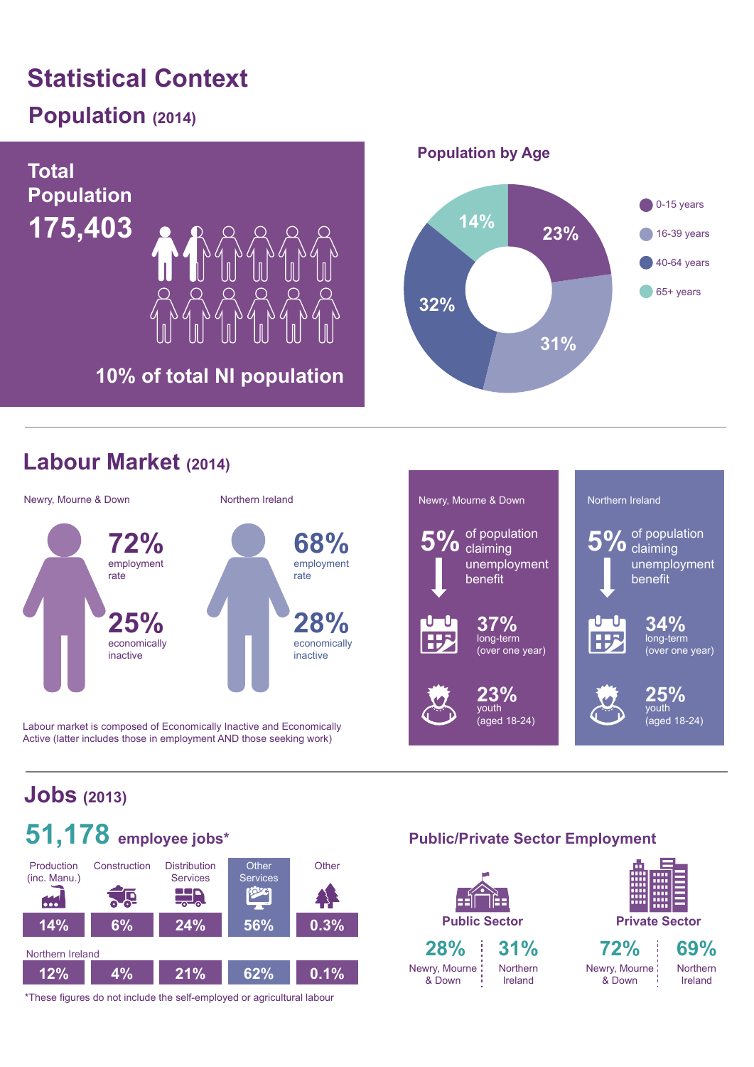# Statistical Context

## Population (2014)

**Total Population**

**175,403**

**10% of total NI population**

### Population by Age

| Age group | % |
|---|---|
| 0-15 years | 23% |
| 16-39 years | 31% |
| 40-64 years | 32% |
| 65+ years | 14% |

## Labour Market (2014)

| | Newry, Mourne & Down | Northern Ireland |
|---|---|---|
| Employment rate | 72% | 68% |
| Economically inactive | 25% | 28% |

Labour market is composed of Economically Inactive and Economically Active (latter includes those in employment AND those seeking work)

| | Newry, Mourne & Down | Northern Ireland |
|---|---|---|
| of population claiming unemployment benefit | 5% | 5% |
| long-term (over one year) | 37% | 34% |
| youth (aged 18-24) | 23% | 25% |

## Jobs (2013)

**51,178** employee jobs*

| | Production (inc. Manu.) | Construction | Distribution Services | Other Services | Other |
|---|---|---|---|---|---|
| Newry, Mourne & Down | 14% | 6% | 24% | 56% | 0.3% |
| Northern Ireland | 12% | 4% | 21% | 62% | 0.1% |

*These figures do not include the self-employed or agricultural labour

### Public/Private Sector Employment

| | Newry, Mourne & Down | Northern Ireland |
|---|---|---|
| Public Sector | 28% | 31% |
| Private Sector | 72% | 69% |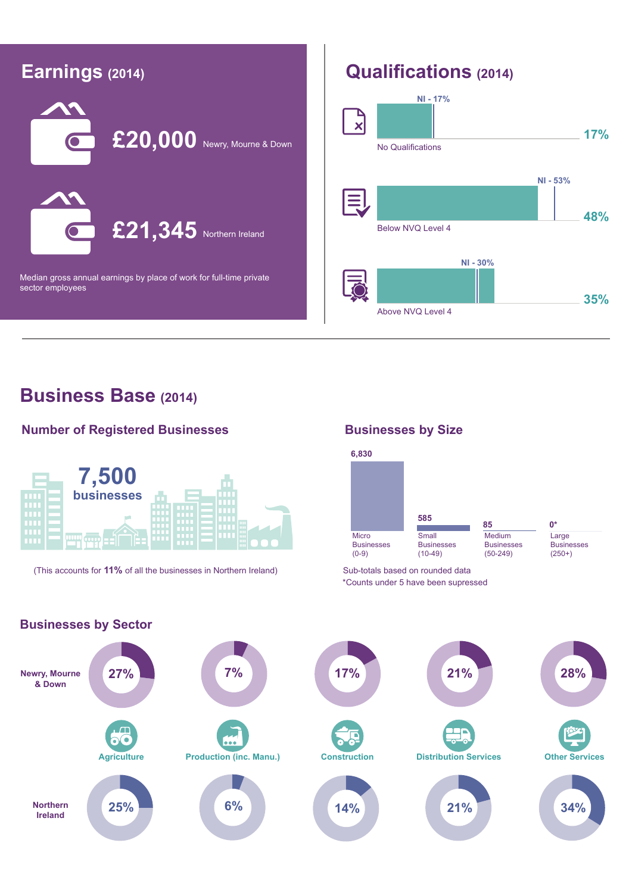## Earnings (2014)

**£20,000** Newry, Mourne & Down

**£21,345** Northern Ireland

Median gross annual earnings by place of work for full-time private sector employees

## Qualifications (2014)

| | Newry, Mourne & Down | NI |
|---|---|---|
| No Qualifications | 17% | 17% |
| Below NVQ Level 4 | 48% | 53% |
| Above NVQ Level 4 | 35% | 30% |

# Business Base (2014)

### Number of Registered Businesses

**7,500** businesses

(This accounts for **11%** of all the businesses in Northern Ireland)

### Businesses by Size

| Micro Businesses (0-9) | Small Businesses (10-49) | Medium Businesses (50-249) | Large Businesses (250+) |
|---|---|---|---|
| 6,830 | 585 | 85 | 0* |

Sub-totals based on rounded data

*Counts under 5 have been supressed

### Businesses by Sector

| | Agriculture | Production (inc. Manu.) | Construction | Distribution Services | Other Services |
|---|---|---|---|---|---|
| Newry, Mourne & Down | 27% | 7% | 17% | 21% | 28% |
| Northern Ireland | 25% | 6% | 14% | 21% | 34% |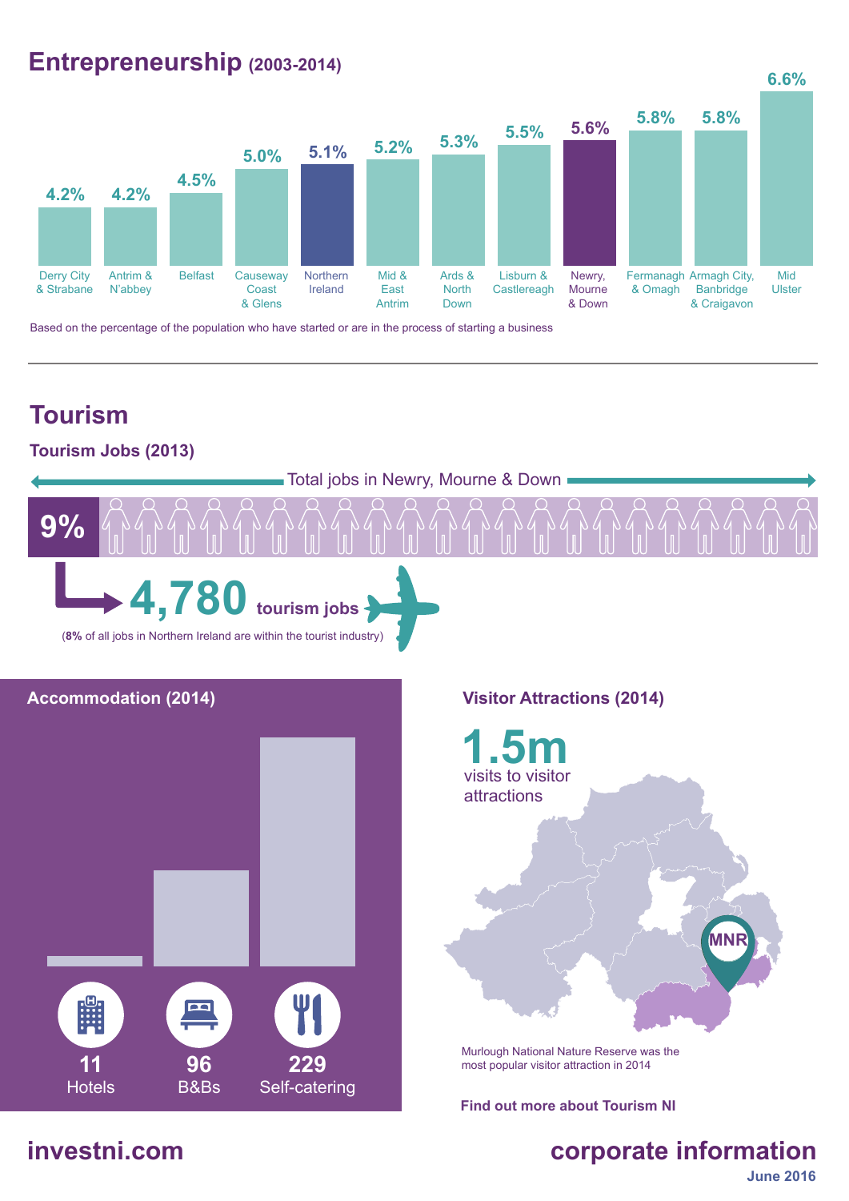## Entrepreneurship (2003-2014)

4.2%
Derry City & Strabane

4.2%
Antrim & N'abbey

4.5%
Belfast

5.0%
Causeway Coast & Glens

5.1%
Northern Ireland

5.2%
Mid & East Antrim

5.3%
Ards & North Down

5.5%
Lisburn & Castlereagh

5.6%
Newry, Mourne & Down

5.8%
Fermanagh & Omagh

5.8%
Armagh City, Banbridge & Craigavon

6.6%
Mid Ulster

Based on the percentage of the population who have started or are in the process of starting a business

## Tourism

### Tourism Jobs (2013)

Total jobs in Newry, Mourne & Down

9%

**4,780** tourism jobs

(**8%** of all jobs in Northern Ireland are within the tourist industry)

### Accommodation (2014)

**11**
Hotels

**96**
B&Bs

**229**
Self-catering

### Visitor Attractions (2014)

**1.5m**
visits to visitor attractions

MNR

Murlough National Nature Reserve was the most popular visitor attraction in 2014

**Find out more about Tourism NI**

**investni.com**

**corporate information**
June 2016